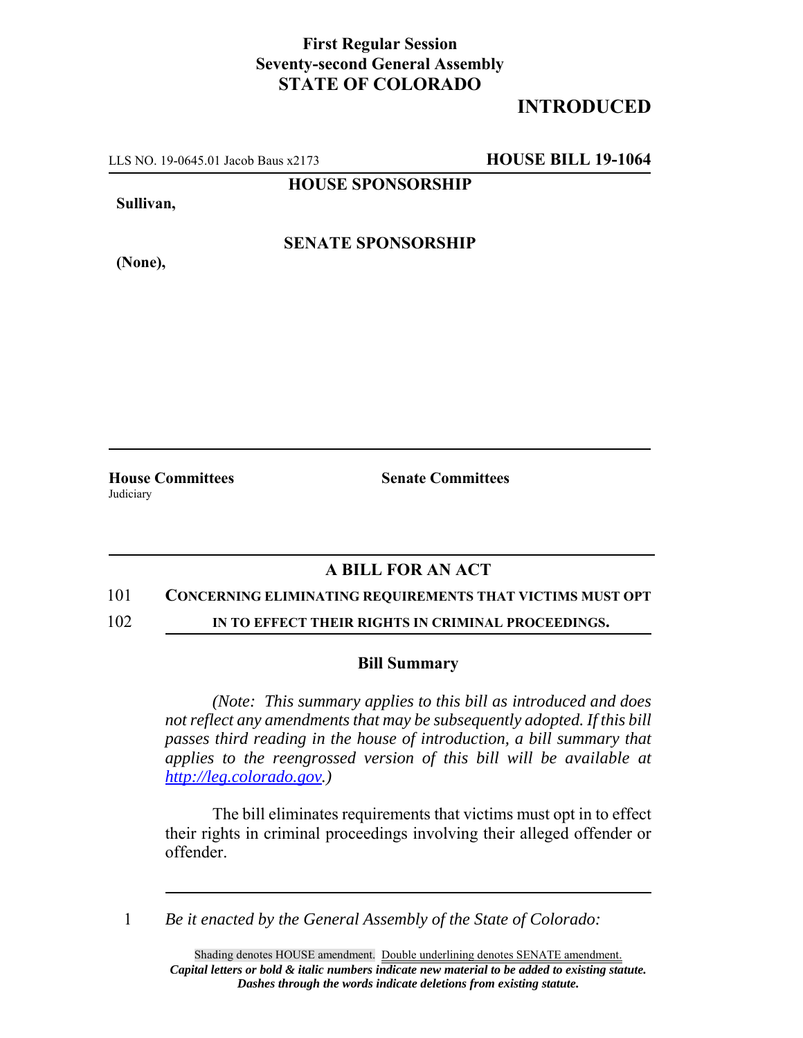**First Regular Session**
**Seventy-second General Assembly**
**STATE OF COLORADO**

# INTRODUCED

LLS NO. 19-0645.01 Jacob Baus x2173 **HOUSE BILL 19-1064**

**HOUSE SPONSORSHIP**

**Sullivan,**

**SENATE SPONSORSHIP**

**(None),**

**House Committees**
Judiciary

**Senate Committees**

## A BILL FOR AN ACT

101 **CONCERNING ELIMINATING REQUIREMENTS THAT VICTIMS MUST OPT**
102 **IN TO EFFECT THEIR RIGHTS IN CRIMINAL PROCEEDINGS.**

### Bill Summary

*(Note: This summary applies to this bill as introduced and does not reflect any amendments that may be subsequently adopted. If this bill passes third reading in the house of introduction, a bill summary that applies to the reengrossed version of this bill will be available at http://leg.colorado.gov.)*

The bill eliminates requirements that victims must opt in to effect their rights in criminal proceedings involving their alleged offender or offender.

1 *Be it enacted by the General Assembly of the State of Colorado:*

Shading denotes HOUSE amendment. Double underlining denotes SENATE amendment.
***Capital letters or bold & italic numbers indicate new material to be added to existing statute.***
***Dashes through the words indicate deletions from existing statute.***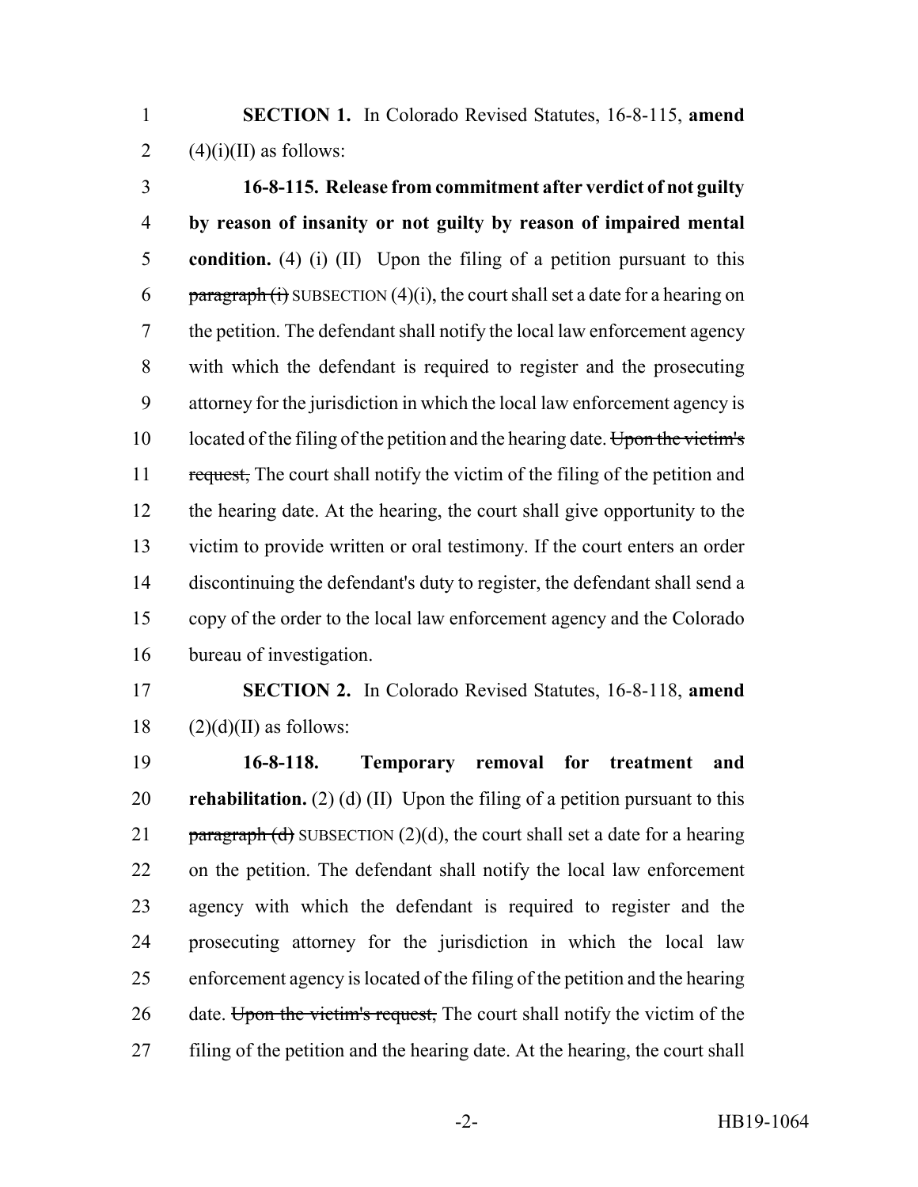**SECTION 1.** In Colorado Revised Statutes, 16-8-115, **amend** (4)(i)(II) as follows:

**16-8-115. Release from commitment after verdict of not guilty by reason of insanity or not guilty by reason of impaired mental condition.** (4) (i) (II) Upon the filing of a petition pursuant to this ~~paragraph (i)~~ SUBSECTION (4)(i), the court shall set a date for a hearing on the petition. The defendant shall notify the local law enforcement agency with which the defendant is required to register and the prosecuting attorney for the jurisdiction in which the local law enforcement agency is located of the filing of the petition and the hearing date. ~~Upon the victim's request,~~ The court shall notify the victim of the filing of the petition and the hearing date. At the hearing, the court shall give opportunity to the victim to provide written or oral testimony. If the court enters an order discontinuing the defendant's duty to register, the defendant shall send a copy of the order to the local law enforcement agency and the Colorado bureau of investigation.

**SECTION 2.** In Colorado Revised Statutes, 16-8-118, **amend** (2)(d)(II) as follows:

**16-8-118. Temporary removal for treatment and rehabilitation.** (2) (d) (II) Upon the filing of a petition pursuant to this ~~paragraph (d)~~ SUBSECTION (2)(d), the court shall set a date for a hearing on the petition. The defendant shall notify the local law enforcement agency with which the defendant is required to register and the prosecuting attorney for the jurisdiction in which the local law enforcement agency is located of the filing of the petition and the hearing date. ~~Upon the victim's request,~~ The court shall notify the victim of the filing of the petition and the hearing date. At the hearing, the court shall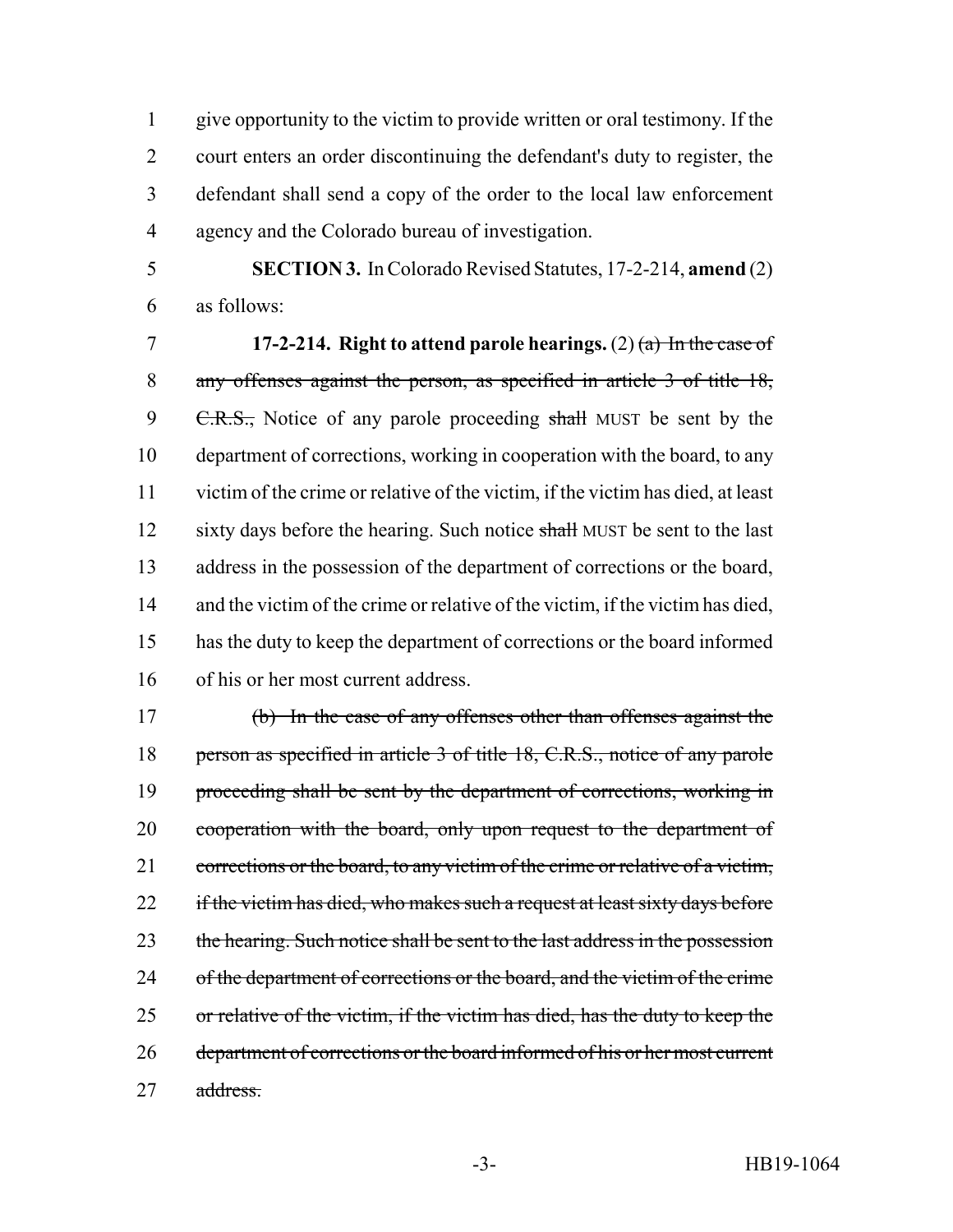give opportunity to the victim to provide written or oral testimony. If the court enters an order discontinuing the defendant's duty to register, the defendant shall send a copy of the order to the local law enforcement agency and the Colorado bureau of investigation.

**SECTION 3.** In Colorado Revised Statutes, 17-2-214, **amend** (2) as follows:

**17-2-214. Right to attend parole hearings.** (2) ~~(a) In the case of any offenses against the person, as specified in article 3 of title 18, C.R.S.,~~ Notice of any parole proceeding ~~shall~~ MUST be sent by the department of corrections, working in cooperation with the board, to any victim of the crime or relative of the victim, if the victim has died, at least sixty days before the hearing. Such notice ~~shall~~ MUST be sent to the last address in the possession of the department of corrections or the board, and the victim of the crime or relative of the victim, if the victim has died, has the duty to keep the department of corrections or the board informed of his or her most current address.

~~(b) In the case of any offenses other than offenses against the person as specified in article 3 of title 18, C.R.S., notice of any parole proceeding shall be sent by the department of corrections, working in cooperation with the board, only upon request to the department of corrections or the board, to any victim of the crime or relative of a victim, if the victim has died, who makes such a request at least sixty days before the hearing. Such notice shall be sent to the last address in the possession of the department of corrections or the board, and the victim of the crime or relative of the victim, if the victim has died, has the duty to keep the department of corrections or the board informed of his or her most current address.~~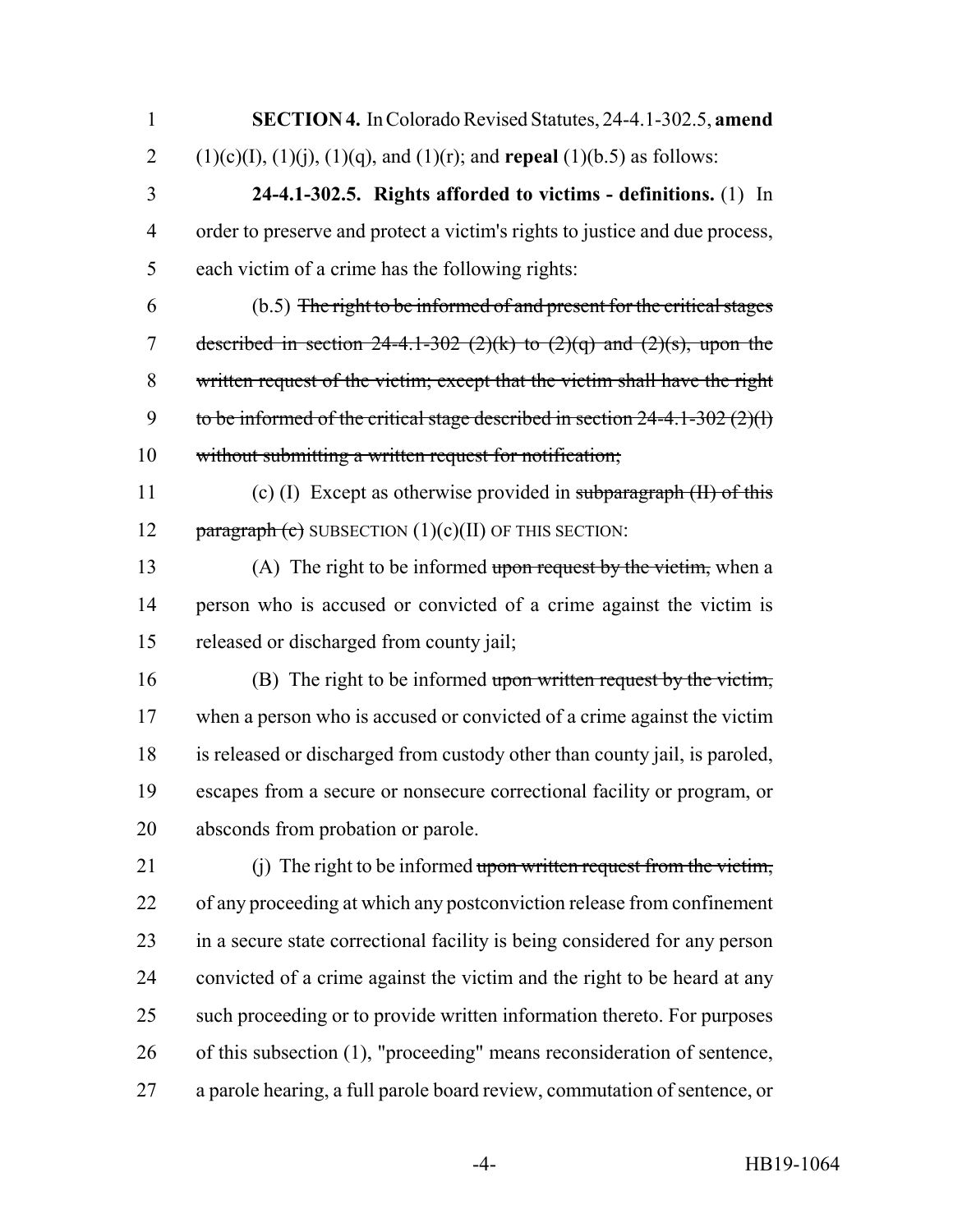**SECTION 4.** In Colorado Revised Statutes, 24-4.1-302.5, **amend** (1)(c)(I), (1)(j), (1)(q), and (1)(r); and **repeal** (1)(b.5) as follows:

**24-4.1-302.5. Rights afforded to victims - definitions.** (1) In order to preserve and protect a victim's rights to justice and due process, each victim of a crime has the following rights:

(b.5) ~~The right to be informed of and present for the critical stages described in section 24-4.1-302 (2)(k) to (2)(q) and (2)(s), upon the written request of the victim; except that the victim shall have the right to be informed of the critical stage described in section 24-4.1-302 (2)(l) without submitting a written request for notification;~~

(c) (I) Except as otherwise provided in ~~subparagraph (II) of this paragraph (c)~~ SUBSECTION (1)(c)(II) OF THIS SECTION:

(A) The right to be informed ~~upon request by the victim,~~ when a person who is accused or convicted of a crime against the victim is released or discharged from county jail;

(B) The right to be informed ~~upon written request by the victim,~~ when a person who is accused or convicted of a crime against the victim is released or discharged from custody other than county jail, is paroled, escapes from a secure or nonsecure correctional facility or program, or absconds from probation or parole.

(j) The right to be informed ~~upon written request from the victim,~~ of any proceeding at which any postconviction release from confinement in a secure state correctional facility is being considered for any person convicted of a crime against the victim and the right to be heard at any such proceeding or to provide written information thereto. For purposes of this subsection (1), "proceeding" means reconsideration of sentence, a parole hearing, a full parole board review, commutation of sentence, or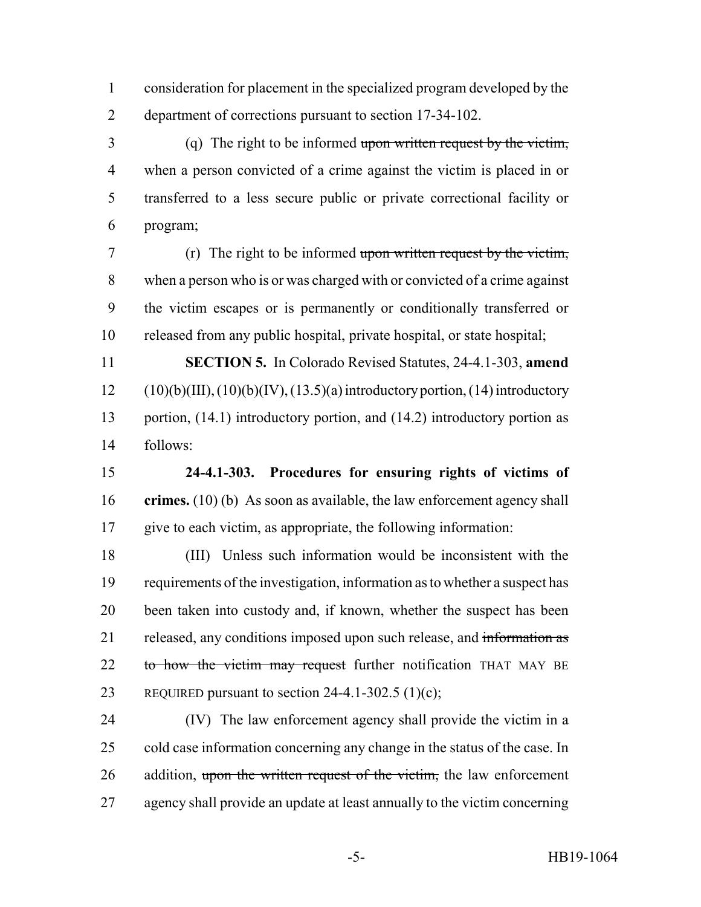consideration for placement in the specialized program developed by the department of corrections pursuant to section 17-34-102.

(q) The right to be informed ~~upon written request by the victim,~~ when a person convicted of a crime against the victim is placed in or transferred to a less secure public or private correctional facility or program;

(r) The right to be informed ~~upon written request by the victim,~~ when a person who is or was charged with or convicted of a crime against the victim escapes or is permanently or conditionally transferred or released from any public hospital, private hospital, or state hospital;

**SECTION 5.** In Colorado Revised Statutes, 24-4.1-303, **amend** (10)(b)(III), (10)(b)(IV), (13.5)(a) introductory portion, (14) introductory portion, (14.1) introductory portion, and (14.2) introductory portion as follows:

**24-4.1-303. Procedures for ensuring rights of victims of crimes.** (10) (b) As soon as available, the law enforcement agency shall give to each victim, as appropriate, the following information:

(III) Unless such information would be inconsistent with the requirements of the investigation, information as to whether a suspect has been taken into custody and, if known, whether the suspect has been released, any conditions imposed upon such release, and ~~information as to how the victim may request~~ further notification THAT MAY BE REQUIRED pursuant to section 24-4.1-302.5 (1)(c);

(IV) The law enforcement agency shall provide the victim in a cold case information concerning any change in the status of the case. In addition, ~~upon the written request of the victim,~~ the law enforcement agency shall provide an update at least annually to the victim concerning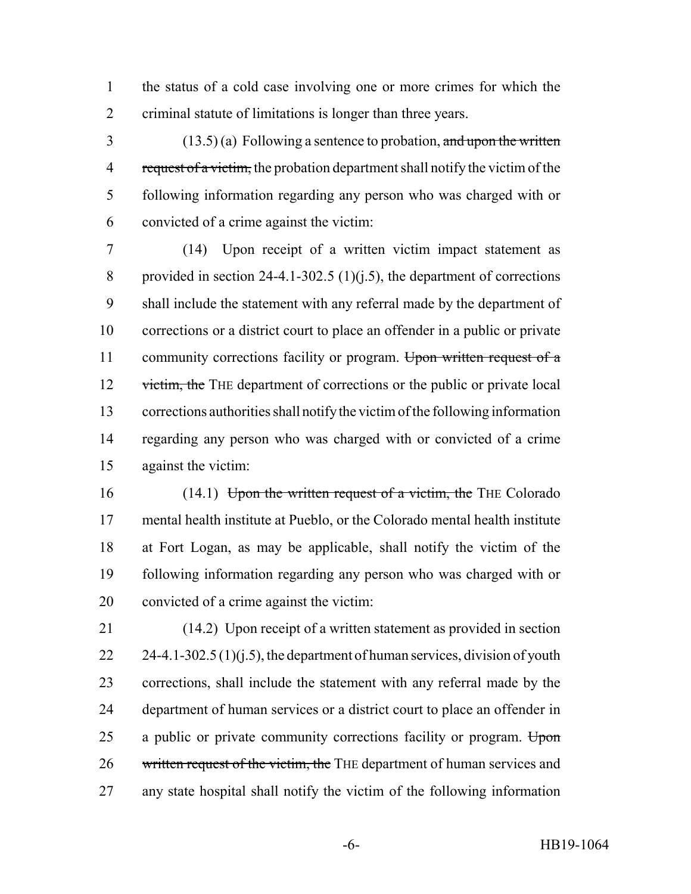the status of a cold case involving one or more crimes for which the criminal statute of limitations is longer than three years.

(13.5) (a) Following a sentence to probation, ~~and upon the written request of a victim,~~ the probation department shall notify the victim of the following information regarding any person who was charged with or convicted of a crime against the victim:

(14) Upon receipt of a written victim impact statement as provided in section 24-4.1-302.5 (1)(j.5), the department of corrections shall include the statement with any referral made by the department of corrections or a district court to place an offender in a public or private community corrections facility or program. ~~Upon written request of a victim, the~~ THE department of corrections or the public or private local corrections authorities shall notify the victim of the following information regarding any person who was charged with or convicted of a crime against the victim:

(14.1) ~~Upon the written request of a victim, the~~ THE Colorado mental health institute at Pueblo, or the Colorado mental health institute at Fort Logan, as may be applicable, shall notify the victim of the following information regarding any person who was charged with or convicted of a crime against the victim:

(14.2) Upon receipt of a written statement as provided in section 24-4.1-302.5 (1)(j.5), the department of human services, division of youth corrections, shall include the statement with any referral made by the department of human services or a district court to place an offender in a public or private community corrections facility or program. ~~Upon written request of the victim, the~~ THE department of human services and any state hospital shall notify the victim of the following information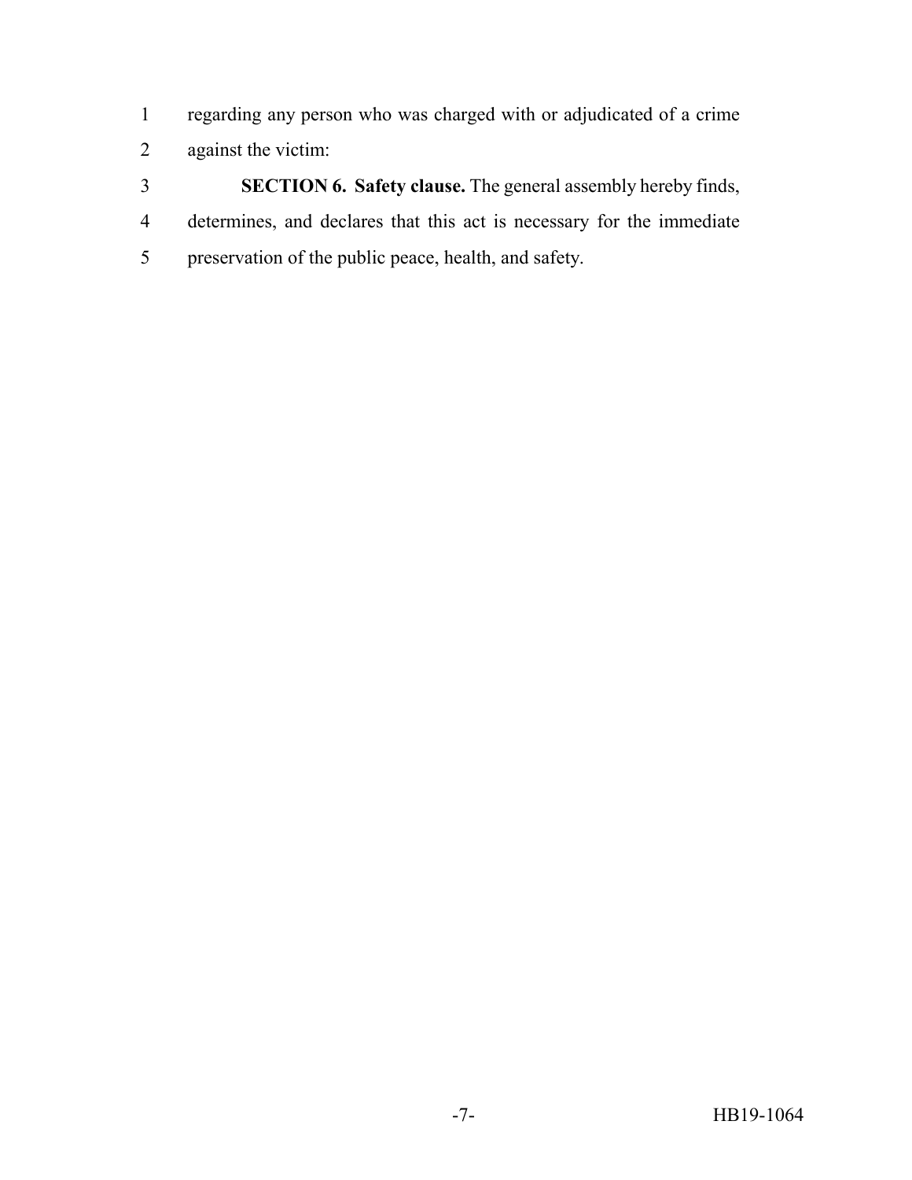regarding any person who was charged with or adjudicated of a crime against the victim:

**SECTION 6. Safety clause.** The general assembly hereby finds, determines, and declares that this act is necessary for the immediate preservation of the public peace, health, and safety.